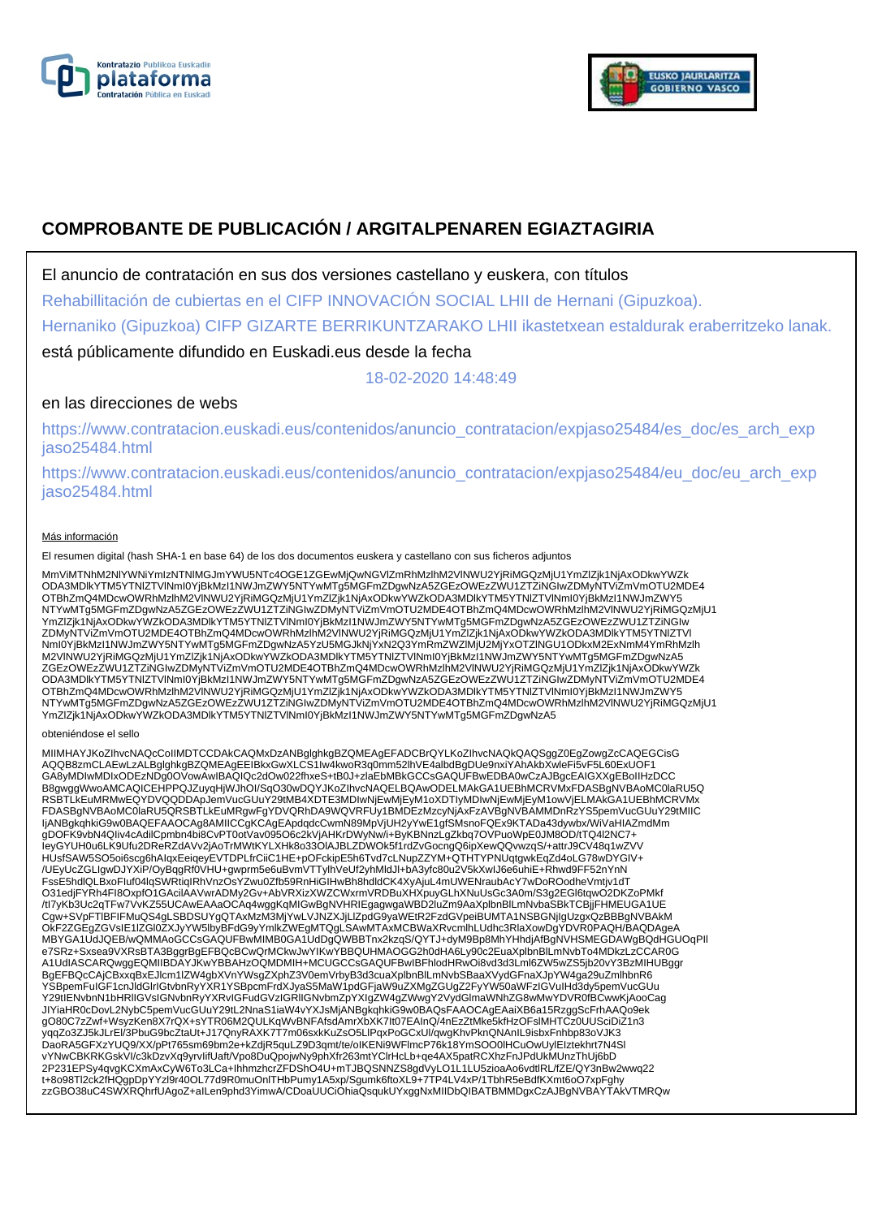# COMPROBANTE DE PUBLICACIÓN / ARGITALPENAREN EGIAZTAGIRIA

El anuncio de contratación en sus dos versiones castellano y euskera, con títulos

Rehabillitación de cubiertas en el CIFP INNOVACIÓN SOCIAL LHII de Hernani (Gipuzkoa).

Hernaniko (Gipuzkoa) CIFP GIZARTE BERRIKUNTZARAKO LHII ikastetxean estaldurak eraberritzeko lanak.

está públicamente difundido en Euskadi.eus desde la fecha

18-02-2020 14:48:49

en las direcciones de webs

https://www.contratacion.euskadi.eus/contenidos/anuncio_contratacion/expjaso25484/es_doc/es_arch_expjaso25484.html

https://www.contratacion.euskadi.eus/contenidos/anuncio_contratacion/expjaso25484/eu_doc/eu_arch_expjaso25484.html

Más información

El resumen digital (hash SHA-1 en base 64) de los dos documentos euskera y castellano con sus ficheros adjuntos

MmViMTNhM2NlYWNiYmIzNTNlMGJmYWU5NTc4OGE1ZGEwMjQwNGVlZmRhMzlhM2VlNWU2YjRiMGQzMjU1YmZlZjk1NjAxODkwYWZkODA3MDlkYTM5YTNlZTVlNmI0YjBkMzI1NWJmZWY5NTYwMTg5MGFmZDgwNzA5ZGEzOWEzZWU1ZTZiNGIwZDMyNTViZmVmOTU2MDE4OTBhZmQ4MDcwOWRhMzlhM2VlNWU2YjRiMGQzMjU1YmZlZjk1NjAxODkwYWZkODA3MDlkYTM5YTNlZTVlNmI0YjBkMzI1NWJmZWY5NTYwMTg5MGFmZDgwNzA5ZGEzOWEzZWU1ZTZiNGIwZDMyNTViZmVmOTU2MDE4OTBhZmQ4MDcwOWRhMzlhM2VlNWU2YjRiMGQzMjU1YmZlZjk1NjAxODkwYWZkODA3MDlkYTM5YTNlZTVlNmI0YjBkMzI1NWJmZWY5NTYwMTg5MGFmZDgwNzA5ZGEzOWEzZWU1ZTZiNGIwZDMyNTViZmVmOTU2MDE4OTBhZmQ4MDcwOWRhMzlhM2VlNWU2YjRiMGQzMjU1YmZlZjk1NjAxODkwYWZkODA3MDlkYTM5YTNlZTVlNmI0YjBkMzI1NWJmZWY5NTYwMTg5MGFmZDgwNzA5YzU5MGJkNjYxN2Q3YmRmZWZlMjU2MjYxOTZlNGU1ODkxM2ExNmM4YmRhMzlhM2VlNWU2YjRiMGQzMjU1YmZlZjk1NjAxODkwYWZkODA3MDlkYTM5YTNlZTVlNmI0YjBkMzI1NWJmZWY5NTYwMTg5MGFmZDgwNzA5ZGEzOWEzZWU1ZTZiNGIwZDMyNTViZmVmOTU2MDE4OTBhZmQ4MDcwOWRhMzlhM2VlNWU2YjRiMGQzMjU1YmZlZjk1NjAxODkwYWZkODA3MDlkYTM5YTNlZTVlNmI0YjBkMzI1NWJmZWY5NTYwMTg5MGFmZDgwNzA5ZGEzOWEzZWU1ZTZiNGIwZDMyNTViZmVmOTU2MDE4OTBhZmQ4MDcwOWRhMzlhM2VlNWU2YjRiMGQzMjU1YmZlZjk1NjAxODkwYWZkODA3MDlkYTM5YTNlZTVlNmI0YjBkMzI1NWJmZWY5NTYwMTg5MGFmZDgwNzA5ZGEzOWEzZWU1ZTZiNGIwZDMyNTViZmVmOTU2MDE4OTBhZmQ4MDcwOWRhMzlhM2VlNWU2YjRiMGQzMjU1YmZlZjk1NjAxODkwYWZkODA3MDlkYTM5YTNlZTVlNmI0YjBkMzI1NWJmZWY5NTYwMTg5MGFmZDgwNzA5

obteniéndose el sello

MIIMHAYJKoZIhvcNAQcCoIIMDTCCDAkCAQMxDzANBglghkgBZQMEAgEFADCBrQYLKoZIhvcNAQkQAQSggZ0EgZowgZcCAQEGCisGAQQB8zmCLAEwLzALBglghkgBZQMEAgEEIBkxGwXLCS1lw4kwoR3q0mm52lhVE4albdBgDUe9nxiYAhAkbXwleFi5vF5L60ExUOF1GA8yMDIwMDIxODEzNDg0OVowAwIBAQIQc2dOw022fhxeS+tB0J+zlaEbMBkGCCsGAQUFBwEDBA0wCzAJBgcEAIGXXgEBoIIHzDCCB8gwggWwoAMCAQICEHPPQJZuyqHjWJhOl/SqO30wDQYJKoZIhvcNAQELBQAwODELMAkGA1UEBhMCRVMxFDASBgNVBAoMC0laRU5QRSBTLkEuMRMwEQYDVQQDDApJemVucGUuY29tMB4XDTE3MDIwNjEwMjEyM1oXDTIyMDIwNjEwMjEyM1owVjELMAkGA1UEBhMCRVMxFDASBgNVBAoMC0laRU5QRSBTLkEuMRgwFgYDVQRhDA9WQVRFUy1BMDEzMzcyNjAxFzAVBgNVBAMMDnRzYS5pemVucGUuY29tMIICIjANBgkqhkiG9w0BAQEFAAOCAg8AMIICCgKCAgEApdqdcCwmN89MpVjUH2yYwE1gfSMsnoFQEx9KTADa43dywbx/WiVaHIAZmdMmgDOFK9vbN4Qliv4cAdilCpmbn4bi8CvPT0otVav095O6c2kVjAHKrDWyNw/i+ByKBNnzLgZkbq7OVPuoWpE0JM8OD/tTQ4l2NC7+leyGYUH0u6LK9Ufu2DReRZdAVv2jAoTrMWtKYLXHk8o33OlAJBLZDWOk5f1rdZvGocngQ6ipXewQQvwzqS/+attrJ9CV48q1wZVVHUsfSAW5SO5oi6scg6hAlqxEeiqeyEVTDPLfrCiiC1HE+pOFckipE5h6Tvd7cLNupZZYM+QTHTYPNUqtgwkEqZd4oLG78wDYGIV+/UEyUcZGLlgwDJYXiP/OyBqgRf0VHU+gwprm5e6uBvmVTTylhVeUf2yhMldJl+bA3yfc80u2V5kXwlJ6e6uhiE+Rhwd9FF52nYnNFssE5hdlQLBxoFluf04lqSWRtiqlRhVnzOsYZwu0Zfb59RnHiGIHwBh8hdldCK4XyAjuL4mUWENraubAcY7wDoROodheVmtjv1dTO31edjFYRh4FI8OxpfO1GAcilAAVwrADMy2Gv+AbVRXizXWZCWxrmVRDBuXHXpuyGLhXNuUsGc3A0m/S3g2EGl6tqwO2DKZoPMkf/tl7yKb3Uc2qTFw7VvKZ55UCAwEAAaOCAq4wggKqMIGwBgNVHRIEgagwgaWBD2luZm9AaXplbnBlLmNvbaSBkTCBjjFHMEUGA1UECgw+SVpFTlBFIFMuQS4gLSBDSUYgQTAxMzM3MjYwLVJNZXJjLlZpdG9yaWEtR2FzdGVpeiBUMTA1NSBGNjlgUzgxQzBBBgNVBAkMOkF2ZGEgZGVsIE1lZGl0ZXJyYW5lbyBFdG9yYmlkZWEgMTQgLSAwMTAxMCBWaXRvcmlhLUdhc3RlaXowDgYDVR0PAQH/BAQDAgeAMBYGA1UdJQEB/wQMMAoGCCsGAQUFBwMIMB0GA1UdDgQWBBTnx2kzqS/QYTJ+dyM9Bp8MhYHhdjAfBgNVHSMEGDAWgBQdHGUOqPlle7SRz+Sxsea9VXRsBTA3BggrBgEFBQcBCwQrMCkwJwYIKwYBBQUHMAOGG2h0dHA6Ly90c2EuaXplbnBlLmNvbTo4MDkzLzCCAR0GA1UdIASCARQwggEQMIIBDAYJKwYBBAHzOQMDMIH+MCUGCCsGAQUFBwIBFhlodHRwOi8vd3d3Lml6ZW5wZS5jb20vY3BzMIHUBggrBgEFBQcCAjCBxxqBxEJlcm1lZW4gbXVnYWsgZXphZ3V0emVrbyB3d3cuaXplbnBlLmNvbSBaaXVydGFnaXJpYW4ga29uZmlhbnR6YSBpemFuIGF1cnJldGlrIGtvbnRyYXR1YSBpcmFrdXJyaS5MaW1pdGFjaW9uZXMgZGUgZ2FyYW50aWFzIGVuIHd3dy5pemVucGUuY29tIENvbnN1bHRlIGVsIGNvbnRyYXRvIGFudGVzIGRlIGNvbmZpYXIgZW4gZWwgY2VydGlmaWNhZG8wMwYDVR0fBCwwKjAooCagJIYiaHR0cDovL2NybC5pemVucGUuY29tL2NnaS1iaW4vYXJsMjANBgkqhkiG9w0BAQsFAAOCAgEAaiXB6a15RzggScFrhAAQo9ekgO80C7zZwf+WsyzKen8X7rQX+sYTR06M2QULKqWvBNFAfsdAmrXbXK7lt07EAInQ/4nEzZtMke5kfHzOFslMHTCz0UUSciDiZ1n3yqqZo3ZJ5kJLrEl/3PbuG9bcZtaUt+J17QnyRAXK7T7m06sxkKuZsO5LlPqxPoGCxUl/qwgKhvPknQNAnIL9isbxFnhbp83oVJK3DaoRA5GFXzYUQ9/XX/pPt765sm69bm2e+kZdjR5quLZ9D3qmt/te/oIKENi9WFlmcP76k18YmSOO0lHCuOwUylEIztekhrt7N4SlvYNwCBKRKGskVl/c3kDzvXq9yrvlifUaft/Vpo8DuQpojwNy9phXfr263mtYClrHcLb+qe4AX5patRCXhzFnJPdUkMUnzThUj6bD2P231EPSy4qvgKCXmAxCyW6To3LCa+lhhmzhcrZFDShO4U+mTJBQSNNZS8gdVyLO1L1LU5zioaAo6vdtlRL/fZE/QY3nBw2wwq22t+8o98Tl2ck2fHQgpDpYYzl9r40OL77d9R0muOnlTHbPumy1A5xp/Sgumk6ftoXL9+7TP4LV4xP/1TbhR5eBdfKXmt6oO7xpFghyzzGBO38uC4SWXRQhrfUAgoZ+alLen9phd3YimwA/CDoaUUCiOhiaQsqukUYxggNxMIIDbQIBATBMMDgxCzAJBgNVBAYTAkVTMRQw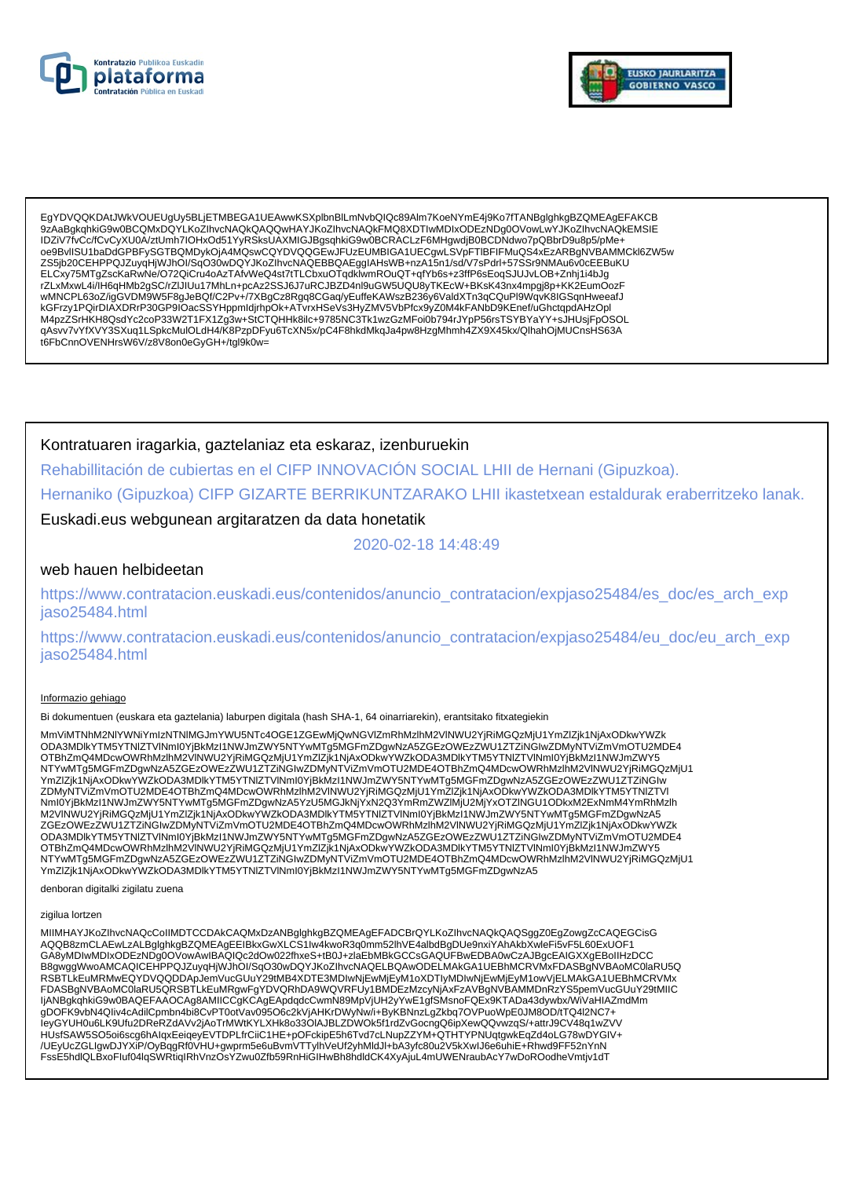EgYDVQQKDAtJWkVOUEUgUy5BLjETMBEGA1UEAwwKSXplbnBlLmNvbQIQc89Alm7KoeNYmE4j9Ko7fTANBglghkgBZQMEAgEFAKCB
9zAaBgkqhkiG9w0BCQMxDQYLKoZIhvcNAQkQAQQwHAYJKoZIhvcNAQkFMQ8XDTIwMDIxODEzNDg0OVowLwYJKoZIhvcNAQkEMSIE
IDZiV7fvCc/fCvCyXU0A/ztUmh7IOHxOd51YyRSksUAXMIGJBgsqhkiG9w0BCRACLzF6MHgwdjB0BCDNdwo7pQBbrD9u8p5/pMe+
oe9BvlISU1baDdGPBFySGTBQMDykOjA4MQswCQYDVQQGEwJFUzEUMBIGA1UECgwLSVpFTlBFIFMuQS4xEzARBgNVBAMMCkl6ZW5w
ZS5jb20CEHPPQJZuyqHjWJhOI/SqO30wDQYJKoZIhvcNAQEBBQAEggIAHsWB+nzA15n1/sd/V7sPdrl+57SSr9NMAu6v0cEEBuKU
ELCxy75MTgZscKaRwNe/O72QiCru4oAzTAfvWeQ4st7tTLCbxuOTqdklwmROuQT+qfYb6s+z3ffP6sEoqSJUJvLOB+Znhj1i4bJg
rZLxMxwL4i/lH6qHMb2gSC/rZIJIUu17MhLn+pcAz2SSJ6J7uRCJBZD4nl9uGW5UQU8yTKEcW+BKsK43nx4mpgj8p+KK2EumOozF
wMNCPL63oZ/igGVDM9W5F8gJeBQf/C2Pv+/7XBgCz8Rgq8CGaq/yEuffeKAWszB236y6ValdXTn3qCQuPl9WqvK8IGSqnHweeafJ
kGFrzy1PQirDIAXDRrP30GP9IOacSSYHppmldjrhpOk+ATvrxHSeVs3HyZMV5VbPfcx9yZ0M4kFANbD9KEnef/uGhctqpdAHzOpl
M4pzZSrHKH8QsdYc2coP33W2T1FX1Zg3w+StCTQHHk8ilc+9785NC3Tk1wzGzMFoi0b794rJYpP56rsTSYBYaYY+sJHUsjFpOSOL
qAsvv7vYfXVY3SXuq1LSpkcMulOLdH4/K8PzpDFyu6TcXN5x/pC4F8hkdMkqJa4pw8HzgMhmh4ZX9X45kx/QlhahOjMUCnsHS63A
t6FbCnnOVENHrsW6V/z8V8on0eGyGH+/tgl9k0w=

Kontratuaren iragarkia, gaztelaniaz eta eskaraz, izenburuekin

Rehabillitación de cubiertas en el CIFP INNOVACIÓN SOCIAL LHII de Hernani (Gipuzkoa).

Hernaniko (Gipuzkoa) CIFP GIZARTE BERRIKUNTZARAKO LHII ikastetxean estaldurak eraberritzeko lanak.

Euskadi.eus webgunean argitaratzen da data honetatik

2020-02-18 14:48:49

web hauen helbideetan

https://www.contratacion.euskadi.eus/contenidos/anuncio_contratacion/expjaso25484/es_doc/es_arch_expjaso25484.html

https://www.contratacion.euskadi.eus/contenidos/anuncio_contratacion/expjaso25484/eu_doc/eu_arch_expjaso25484.html

Informazio gehiago

Bi dokumentuen (euskara eta gaztelania) laburpen digitala (hash SHA-1, 64 oinarriarekin), erantsitako fitxategiekin

MmViMTNhM2NlYWNiYmIzNTNlMGJmYWU5NTc4OGE1ZGEwMjQwNGVlZmRhMzlhM2VlNWU2YjRiMGQzMjU1YmZlZjk1NjAxODkwYWZk
ODA3MDlkYTM5YTNlZTVlNmI0YjBkMzI1NWJmZWY5NTYwMTg5MGFmZDgwNzA5ZGEzOWEzZWU1ZTZiNGIwZDMyNTViZmVmOTU2MDE4
OTBhZmQ4MDcwOWRhMzlhM2VlNWU2YjRiMGQzMjU1YmZlZjk1NjAxODkwYWZkODA3MDlkYTM5YTNlZTVlNmI0YjBkMzI1NWJmZWY5
NTYwMTg5MGFmZDgwNzA5ZGEzOWEzZWU1ZTZiNGIwZDMyNTViZmVmOTU2MDE4OTBhZmQ4MDcwOWRhMzlhM2VlNWU2YjRiMGQzMjU1
YmZlZjk1NjAxODkwYWZkODA3MDlkYTM5YTNlZTVlNmI0YjBkMzI1NWJmZWY5NTYwMTg5MGFmZDgwNzA5ZGEzOWEzZWU1ZTZiNGIw
ZDMyNTViZmVmOTU2MDE4OTBhZmQ4MDcwOWRhMzlhM2VlNWU2YjRiMGQzMjU1YmZlZjk1NjAxODkwYWZkODA3MDlkYTM5YTNlZTVl
NmI0YjBkMzI1NWJmZWY5NTYwMTg5MGFmZDgwNzA5YzU5MGJkNjYxN2Q3YmRmZWZlMjU2MjYxOTZlNGU1ODkxM2ExNmM4YmRhMzlh
M2VlNWU2YjRiMGQzMjU1YmZlZjk1NjAxODkwYWZkODA3MDlkYTM5YTNlZTVlNmI0YjBkMzI1NWJmZWY5NTYwMTg5MGFmZDgwNzA5
ZGEzOWEzZWU1ZTZiNGIwZDMyNTViZmVmOTU2MDE4OTBhZmQ4MDcwOWRhMzlhM2VlNWU2YjRiMGQzMjU1YmZlZjk1NjAxODkwYWZk
ODA3MDlkYTM5YTNlZTVlNmI0YjBkMzI1NWJmZWY5NTYwMTg5MGFmZDgwNzA5ZGEzOWEzZWU1ZTZiNGIwZDMyNTViZmVmOTU2MDE4
OTBhZmQ4MDcwOWRhMzlhM2VlNWU2YjRiMGQzMjU1YmZlZjk1NjAxODkwYWZkODA3MDlkYTM5YTNlZTVlNmI0YjBkMzI1NWJmZWY5
NTYwMTg5MGFmZDgwNzA5ZGEzOWEzZWU1ZTZiNGIwZDMyNTViZmVmOTU2MDE4OTBhZmQ4MDcwOWRhMzlhM2VlNWU2YjRiMGQzMjU1
YmZlZjk1NjAxODkwYWZkODA3MDlkYTM5YTNlZTVlNmI0YjBkMzI1NWJmZWY5NTYwMTg5MGFmZDgwNzA5

denboran digitalki zigilatu zuena

zigilua lortzen

MIIMHAYJKoZIhvcNAQcCoIIMDTCCDAkCAQMxDzANBglghkgBZQMEAgEFADCBrQYLKoZIhvcNAQkQAQSggZ0EgZowgZcCAQEGCisG
AQQB8zmCLAEwLzALBglghkgBZQMEAgEEIBkxGwXLCS1Iw4kwoR3q0mm52lhVE4albdBgDUe9nxiYAhAkbXwleFi5vF5L60ExUOF1
GA8yMDIwMDIxODEzNDg0OVowAwIBAQIQc2dOw022fhxeS+tB0J+zlaEbMBkGCCsGAQUFBwEDBA0wCzAJBgcEAIGXXgEBoIIHzDCC
B8gwggWwoAMCAQICEHPPQJZuyqHjWJhOI/SqO30wDQYJKoZIhvcNAQELBQAwODELMAkGA1UEBhMCRVMxFDASBgNVBAoMC0laRU5Q
RSBTLkEuMRMwEQYDVQQDDApJemVucGUuY29tMB4XDTE3MDIwNjEwMjEyM1oXDTIyMDIwNjEwMjEyM1owVjELMAkGA1UEBhMCRVMx
FDASBgNVBAoMC0laRU5QRSBTLkEuMRgwFgYDVQRhDA9WQVRFUy1BMDEzMzcyNjAxFzAVBgNVBAMMDnRzYS5pemVucGUuY29tMIIC
IjANBgkqhkiG9w0BAQEFAAOCAg8AMIICCgKCAgEApdqdcCwmN89MpVjUH2yYwE1gfSMsnoFQEx9KTADa43dywbx/WiVaHIAZmdMm
gDOFK9vbN4QIiv4cAdilCpmbn4bi8CvPT0otVav095O6c2kVjAHKrDWyNw/i+ByKBNnzLgZkbq7OVPuoWpE0JM8OD/tTQ4l2NC7+
IeyGYUH0u6LK9Ufu2DReRZdAVv2jAoTrMWtKYLXHk8o33OlAJBLZDWOk5f1rdZvGocngQ6ipXewQQvwzqS/+attrJ9CV48q1wZVV
HUsfSAW5SO5oi6scg6hAIqxEeiqeyEVTDPLfrCiiC1HE+pOFckipE5h6Tvd7cLNupZZYM+QTHTYPNUqtgwkEqZd4oLG78wDYGlV+
/UEyUcZGLIgwDJYXiP/OyBqgRf0VHU+gwprm5e6uBvmVTTylhVeUf2yhMldJl+bA3yfc80u2V5kXwlJ6e6uhiE+Rhwd9FF52nYnN
FssE5hdlQLBxoFluf04lqSWRtiqlRhVnzOsYZwu0Zfb59RnHiGIHwBh8hdldCK4XyAjuL4mUWENraubAcY7wDoROodheVmtjv1dT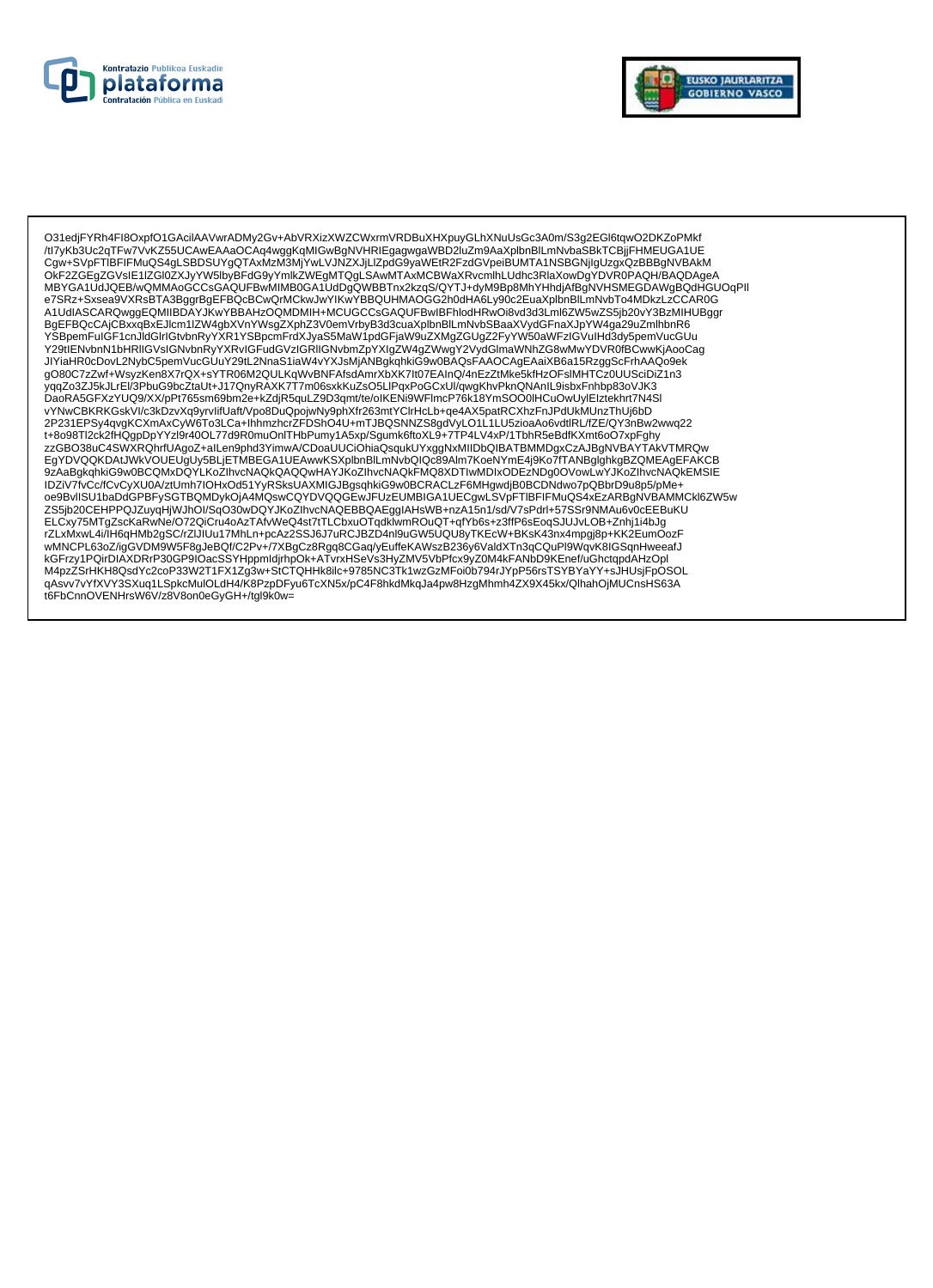O31edjFYRh4FI8OxpfO1GAcilAAVwrADMy2Gv+AbVRXizXWZCWxrmVRDBuXHXpuyGLhXNuUsGc3A0m/S3g2EGl6tqwO2DKZoPMkf
/tI7yKb3Uc2qTFw7VvKZ55UCAwEAAaOCAq4wggKqMIGwBgNVHRIEgagwgaWBD2luZm9AaXplbnBlLmNvbaSBkTCBjjFHMEUGA1UE
Cgw+SVpFTlBFIFMuQS4gLSBDSUYgQTAxMzM3MjYwLVJNZXJjLlZpdG9yaWEtR2FzdGVpeiBUMTA1NSBGNjIgUzgxQzBBBgNVBAkM
OkF2ZGEgZGVsIE1lZGl0ZXJyYW5lbyBFdG9yYmlkZWEgMTQgLSAwMTAxMCBWaXRvcmlhLUdhc3RlaXowDgYDVR0PAQH/BAQDAgeA
MBYGA1UdJQEB/wQMMAoGCCsGAQUFBwMIMB0GA1UdDgQWBBTnx2kzqS/QYTJ+dyM9Bp8MhYHhdjAfBgNVHSMEGDAWgBQdHGUOqPIl
e7SRz+Sxsea9VXRsBTA3BggrBgEFBQcBCwQrMCkwJwYIKwYBBQUHMAOGG2h0dHA6Ly90c2EuaXplbnBlLmNvbTo4MDkzLzCCAR0G
A1UdIASCARQwggEQMIIBDAYJKwYBBAHzOQMDMIH+MCUGCCsGAQUFBwIBFhlodHRwOi8vd3d3Lml6ZW5wZS5jb20vY3BzMIHUBggr
BgEFBQcCAjCBxxqBxEJlcm1lZW4gbXVnYWsgZXphZ3V0emVrbyB3d3cuaXplbnBlLmNvbSBaaXVydGFnaXJpYW4ga29uZmlhbnR6
YSBpemFuIGF1cnJldGlrIGtvbnRyYXR1YSBpcmFrdXJyaS5MaW1pdGFjaW9uZXMgZGUgZ2FyYW50aWFzIGVuIHd3dy5pemVucGUu
Y29tIENvbnN1bHRlIGVsIGNvbnRyYXRvIGFudGVzIGRlIGNvbmZpYXIgZW4gZWwgY2VydGlmaWNhZG8wMwYDVR0fBCwwKjAooCag
JIYiaHR0cDovL2NybC5pemVucGUuY29tL2NnaS1iaW4vYXJsMjANBgkqhkiG9w0BAQsFAAOCAgEAaiXB6a15RzggScFrhAAQo9ek
gO80C7zZwf+WsyzKen8X7rQX+sYTR06M2QULKqWvBNFAfsdAmrXbXK7lt07EAInQ/4nEzZtMke5kfHzOFslMHTCz0UUSciDiZ1n3
yqqZo3ZJ5kJLrEl/3PbuG9bcZtaUt+J17QnyRAXK7T7m06sxkKuZsO5LlPqxPoGCxUl/qwgKhvPknQNAnIL9isbxFnhbp83oVJK3
DaoRA5GFXzYUQ9/XX/pPt765sm69bm2e+kZdjR5quLZ9D3qmt/te/oIKENi9WFlmcP76k18YmSOO0lHCuOwUylElztekhrt7N4Sl
vYNwCBKRKGskVl/c3kDzvXq9yrvlifUaft/Vpo8DuQpojwNy9phXfr263mtYClrHcLb+qe4AX5patRCXhzFnJPdUkMUnzThUj6bD
2P231EPSy4qvgKCXmAxCyW6To3LCa+lhhmzhcrZFDShO4U+mTJBQSNNZS8gdVyLO1L1LU5zioaAo6vdtlRL/fZE/QY3nBw2wwq22
t+8o98Tl2ck2fHQgpDpYYzl9r40OL77d9R0muOnlTHbPumy1A5xp/Sgumk6ftoXL9+7TP4LV4xP/1TbhR5eBdfKXmt6oO7xpFghy
zzGBO38uC4SWXRQhrfUAgoZ+aILen9phd3YimwA/CDoaUUCiOhiaQsqukUYxggNxMIIDbQIBATBMMDgxCzAJBgNVBAYTAkVTMRQw
EgYDVQQKDAtJWkVOUEUgUy5BLjETMBEGA1UEAwwKSXplbnBlLmNvbQIQc89Alm7KoeNYmE4j9Ko7fTANBglghkgBZQMEAgEFAKCB
9zAaBgkqhkiG9w0BCQMxDQYLKoZIhvcNAQkQAQQwHAYJKoZIhvcNAQkFMQ8XDTIwMDIxODEzNDg0OVowLwYJKoZIhvcNAQkEMSIE
IDZiV7fvCc/fCvCyXU0A/ztUmh7IOHxOd51YyRSksUAXMIGJBgsqhkiG9w0BCRACLzF6MHgwdjB0BCDNdwo7pQBbrD9u8p5/pMe+
oe9BvlISU1baDdGPBFySGTBQMDykOjA4MQswCQYDVQQGEwJFUzEUMBIGA1UECgwLSVpFTlBFIFMuQS4xEzARBgNVBAMMCkl6ZW5w
ZS5jb20CEHPPQJZuyqHjWJhOI/SqO30wDQYJKoZIhvcNAQEBBQAEggIAHsWB+nzA15n1/sd/V7sPdrl+57SSr9NMAu6v0cEEBuKU
ELCxy75MTgZscKaRwNe/O72QiCru4oAzTAfvWeQ4st7tTLCbxuOTqdklwmROuQT+qfYb6s+z3ffP6sEoqSJUJvLOB+Znhj1i4bJg
rZLxMxwL4i/lH6qHMb2gSC/rZlJIUu17MhLn+pcAz2SSJ6J7uRCJBZD4nl9uGW5UQU8yTKEcW+BKsK43nx4mpgj8p+KK2EumOozF
wMNCPL63oZ/igGVDM9W5F8gJeBQf/C2Pv+/7XBgCz8Rgq8CGaq/yEuffeKAWszB236y6ValdXTn3qCQuPl9WqvK8IGSqnHweeafJ
kGFrzy1PQirDIAXDRrP30GP9IOacSSYHppmldjrhpOk+ATvrxHSeVs3HyZMV5VbPfcx9yZ0M4kFANbD9KEnef/uGhctqpdAHzOpl
M4pzZSrHKH8QsdYc2coP33W2T1FX1Zg3w+StCTQHHk8ilc+9785NC3Tk1wzGzMFoi0b794rJYpP56rsTSYBYaYY+sJHUsjFpOSOL
qAsvv7vYfXVY3SXuq1LSpkcMulOLdH4/K8PzpDFyu6TcXN5x/pC4F8hkdMkqJa4pw8HzgMhmh4ZX9X45kx/QlhahOjMUCnsHS63A
t6FbCnnOVENHrsW6V/z8V8on0eGyGH+/tgl9k0w=